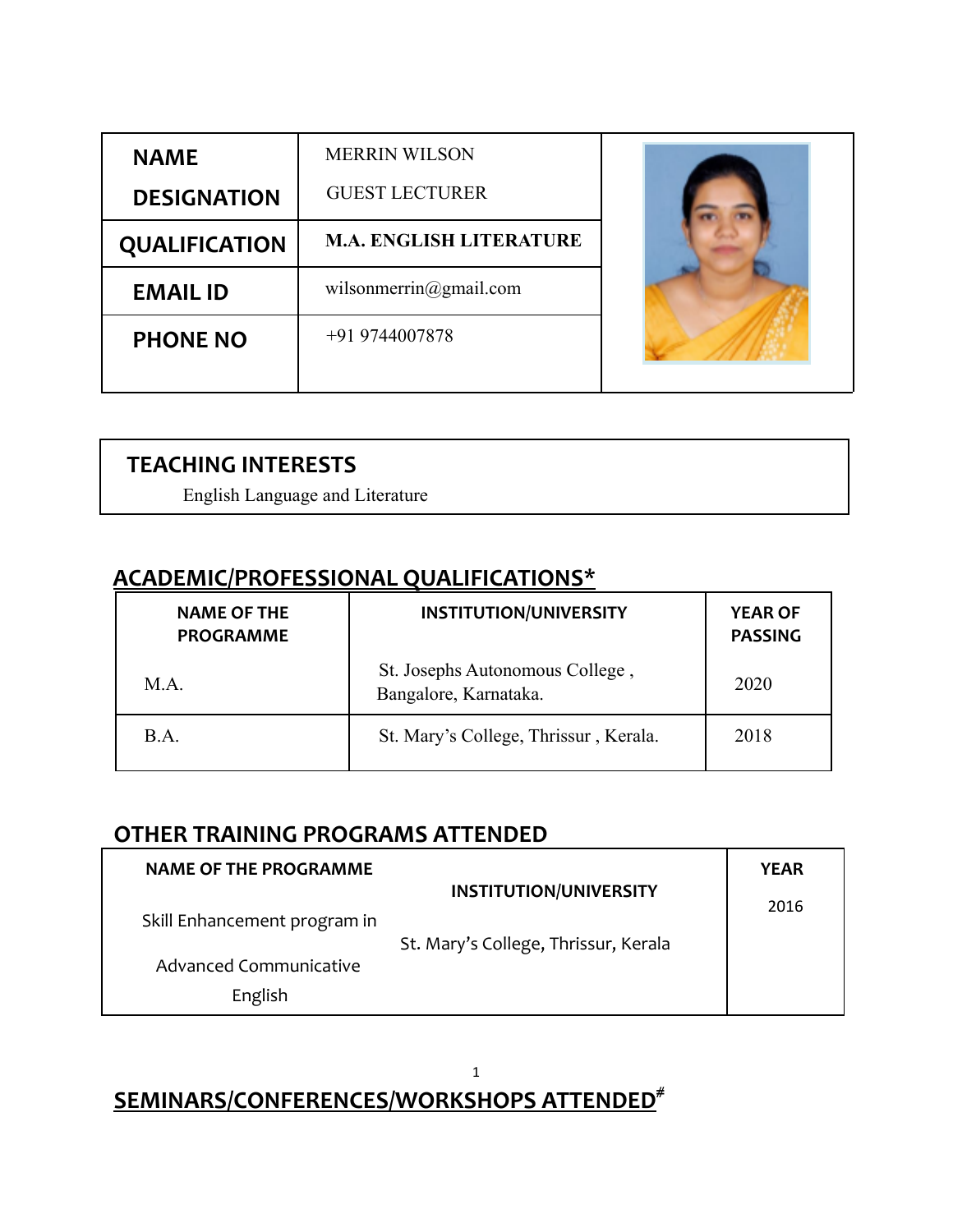| NAME | MERRIN WILSON |
|---|---|
| DESIGNATION | GUEST LECTURER |
| QUALIFICATION | **M.A. ENGLISH LITERATURE** |
| EMAIL ID | wilsonmerrin@gmail.com |
| PHONE NO | +91 9744007878 |

## TEACHING INTERESTS

English Language and Literature

## ACADEMIC/PROFESSIONAL QUALIFICATIONS*

| NAME OF THE PROGRAMME | INSTITUTION/UNIVERSITY | YEAR OF PASSING |
|---|---|---|
| M.A. | St. Josephs Autonomous College , Bangalore, Karnataka. | 2020 |
| B.A. | St. Mary's College, Thrissur , Kerala. | 2018 |

## OTHER TRAINING PROGRAMS ATTENDED

| NAME OF THE PROGRAMME | INSTITUTION/UNIVERSITY | YEAR |
|---|---|---|
| Skill Enhancement program in Advanced Communicative English | St. Mary's College, Thrissur, Kerala | 2016 |

## SEMINARS/CONFERENCES/WORKSHOPS ATTENDED#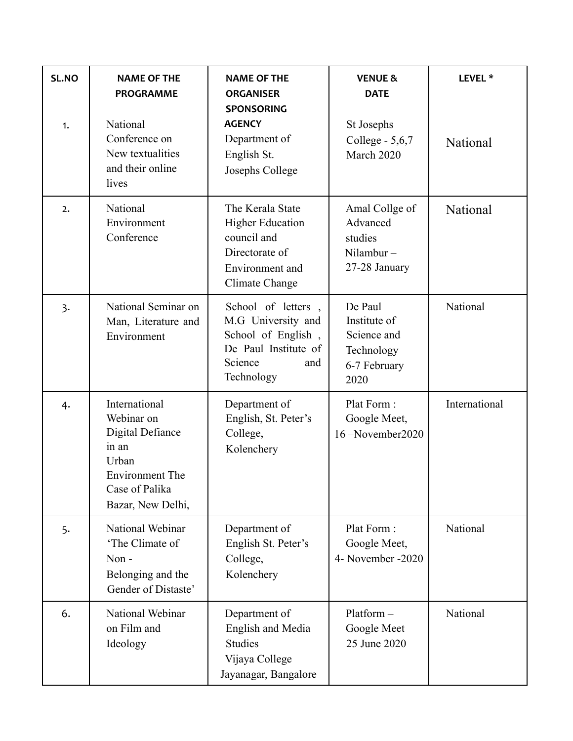| SL.NO | NAME OF THE PROGRAMME | NAME OF THE ORGANISER SPONSORING AGENCY | VENUE & DATE | LEVEL * |
|---|---|---|---|---|
| 1. | National Conference on New textualities and their online lives | Department of English St. Josephs College | St Josephs College - 5,6,7 March 2020 | National |
| 2. | National Environment Conference | The Kerala State Higher Education council and Directorate of Environment and Climate Change | Amal Collge of Advanced studies Nilambur – 27-28 January | National |
| 3. | National Seminar on Man, Literature and Environment | School of letters , M.G University and School of English , De Paul Institute of Science and Technology | De Paul Institute of Science and Technology 6-7 February 2020 | National |
| 4. | International Webinar on Digital Defiance in an Urban Environment The Case of Palika Bazar, New Delhi, | Department of English, St. Peter's College, Kolenchery | Plat Form : Google Meet, 16 –November2020 | International |
| 5. | National Webinar 'The Climate of Non - Belonging and the Gender of Distaste' | Department of English St. Peter's College, Kolenchery | Plat Form : Google Meet, 4- November -2020 | National |
| 6. | National Webinar on Film and Ideology | Department of English and Media Studies Vijaya College Jayanagar, Bangalore | Platform – Google Meet 25 June 2020 | National |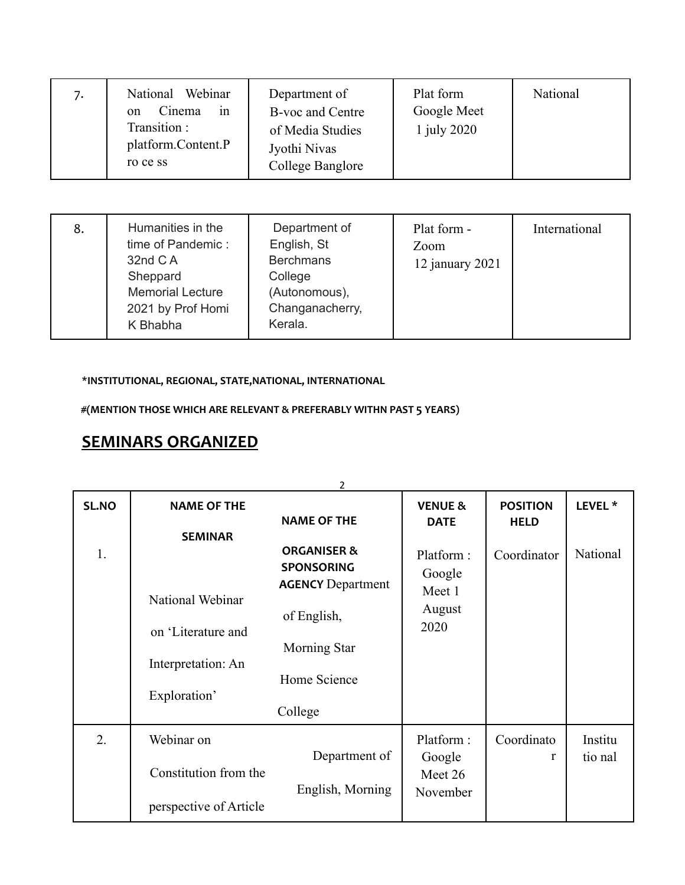| 7. | National Webinar on Cinema in Transition : platform.Content.P ro ce ss | Department of B-voc and Centre of Media Studies Jyothi Nivas College Banglore | Plat form Google Meet 1 july 2020 | National |
|---|---|---|---|---|
| 8. | Humanities in the time of Pandemic : 32nd C A Sheppard Memorial Lecture 2021 by Prof Homi K Bhabha | Department of English, St Berchmans College (Autonomous), Changanacherry, Kerala. | Plat form - Zoom 12 january 2021 | International |

**\*INSTITUTIONAL, REGIONAL, STATE,NATIONAL, INTERNATIONAL**

**#(MENTION THOSE WHICH ARE RELEVANT & PREFERABLY WITHN PAST 5 YEARS)**

## SEMINARS ORGANIZED

| SL.NO | NAME OF THE SEMINAR | NAME OF THE ORGANISER & SPONSORING AGENCY | VENUE & DATE | POSITION HELD | LEVEL * |
|---|---|---|---|---|---|
| 1. | National Webinar on 'Literature and Interpretation: An Exploration' | Department of English, Morning Star Home Science College | Platform : Google Meet 1 August 2020 | Coordinator | National |
| 2. | Webinar on Constitution from the perspective of Article | Department of English, Morning | Platform : Google Meet 26 November | Coordinator | Institutional |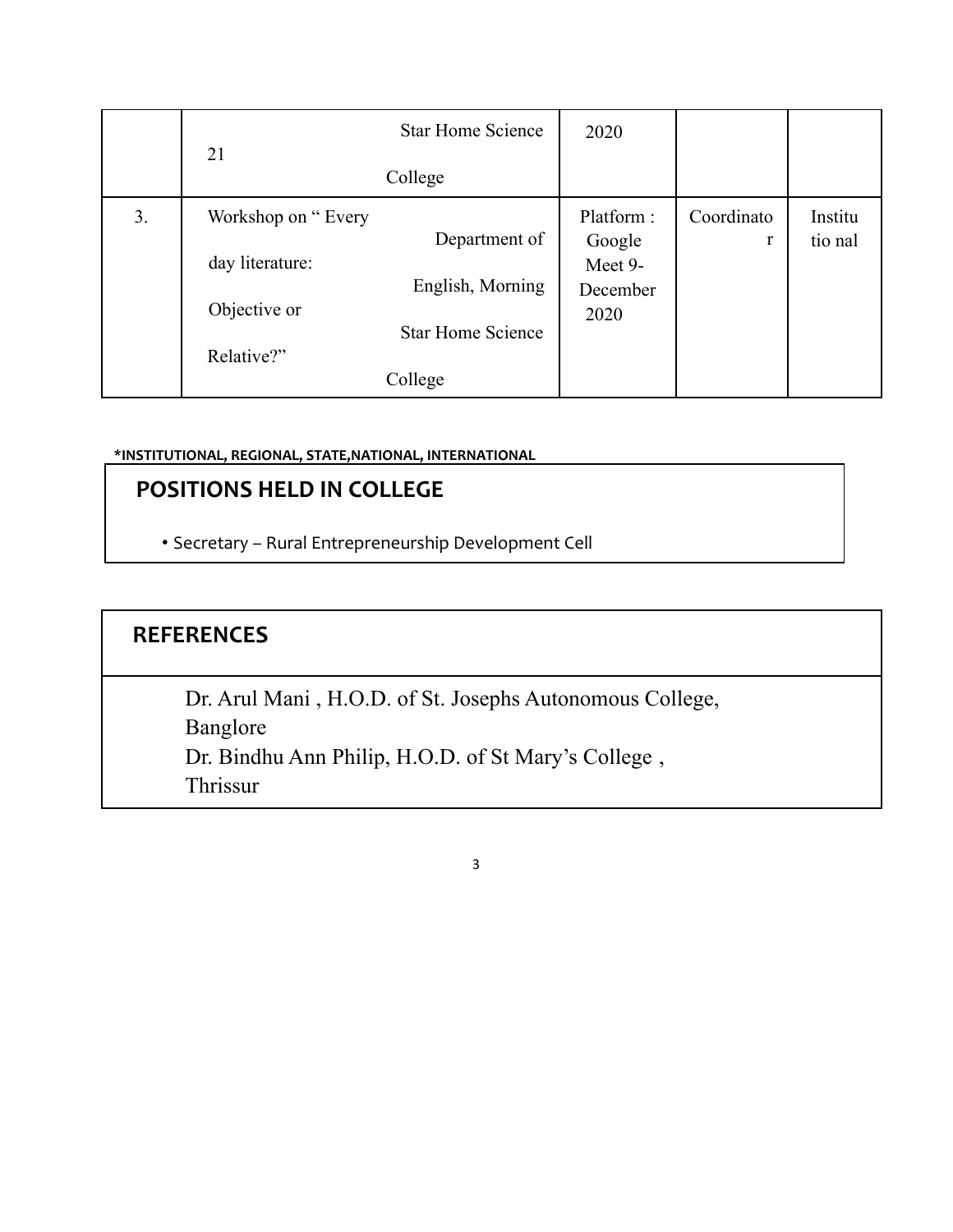| | | | | |
|---|---|---|---|---|
| | 21 Star Home Science College | 2020 | | |
| 3. | Workshop on " Every day literature: Objective or Relative?" Department of English, Morning Star Home Science College | Platform : Google Meet 9-December 2020 | Coordinator | Institutional |

**\*INSTITUTIONAL, REGIONAL, STATE,NATIONAL, INTERNATIONAL**

## POSITIONS HELD IN COLLEGE

- Secretary – Rural Entrepreneurship Development Cell

## REFERENCES

Dr. Arul Mani , H.O.D. of St. Josephs Autonomous College, Banglore

Dr. Bindhu Ann Philip, H.O.D. of St Mary's College , Thrissur